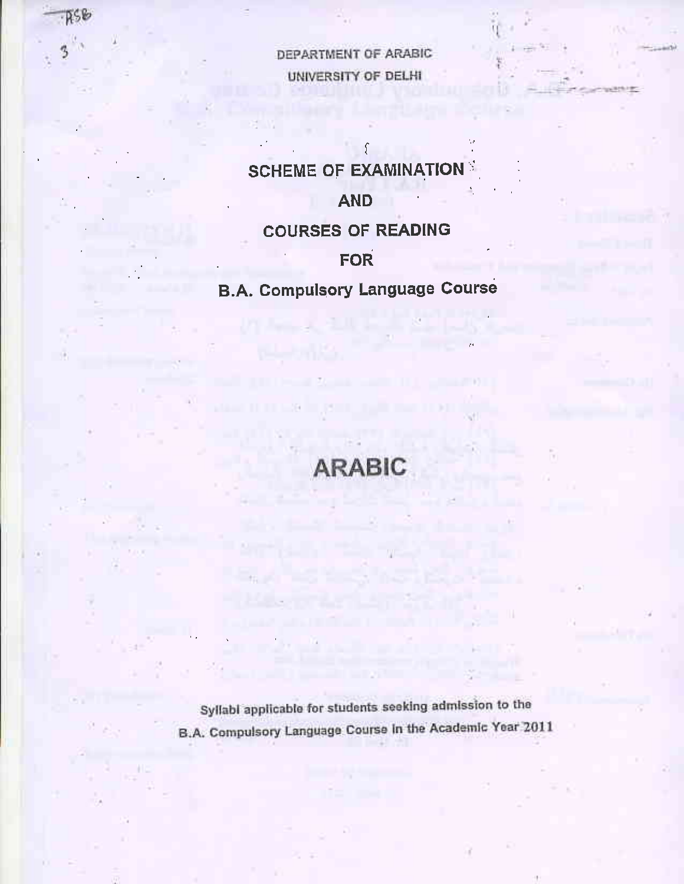DEPARTMENT OF ARABIC

UNIVERSITY OF DELHI

# SCHEME OF EXAMINATION

# AND

# COURSES OF READING

# FOR

# B.A. Compulsory Language Course

# ARABIC

Syllabi applicable for students seeking admission to the B.A. Compulsory Language Course in the Academic Year 2011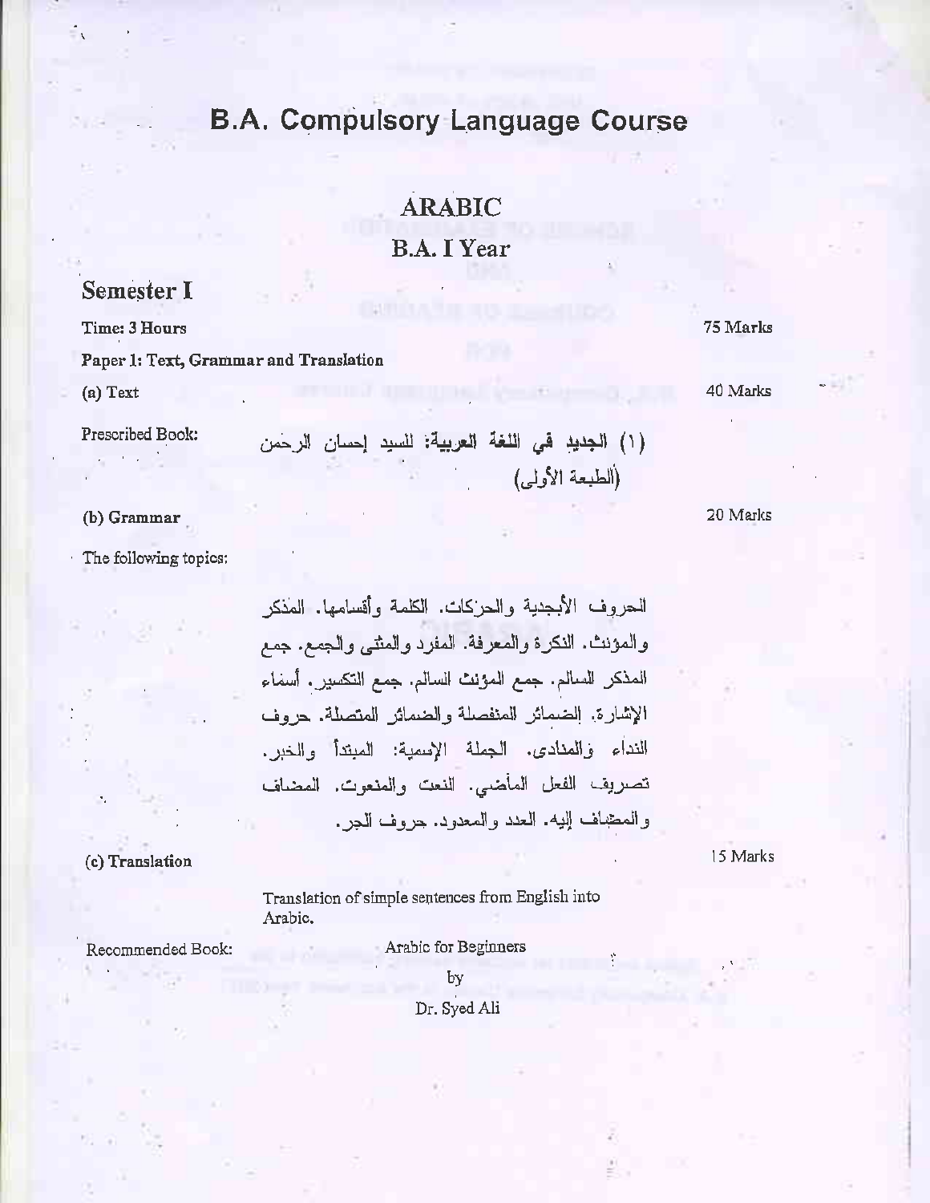# B.A. Compulsory Language Course

## ARABIC

### B.A. I Year

## Semester I

**Time: 3 Hours** **75 Marks**

**Paper 1: Text, Grammar and Translation**

**(a) Text** **40 Marks**

Prescribed Book:

(١) الجديد في اللغة العربية: للسيد إحسان الرحمن (الطبعة الأولى)

**(b) Grammar** **20 Marks**

The following topics:

الحروف الأبجدية والحركات. الكلمة وأقسامها. المذكر والمؤنث. النكرة والمعرفة. المفرد والمثنى والجمع. جمع المذكر السالم. جمع المؤنث السالم. جمع التكسير. أسماء الإشارة. الضمائر المنفصلة والضمائر المتصلة. حروف النداء والمنادى. الجملة الإسمية: المبتدأ والخبر. تصريف الفعل الماضي. النعت والمنعوت. المضاف والمضاف إليه. العدد والمعدود. حروف الجر.

**(c) Translation** **15 Marks**

Translation of simple sentences from English into Arabic.

Recommended Book: Arabic for Beginners by Dr. Syed Ali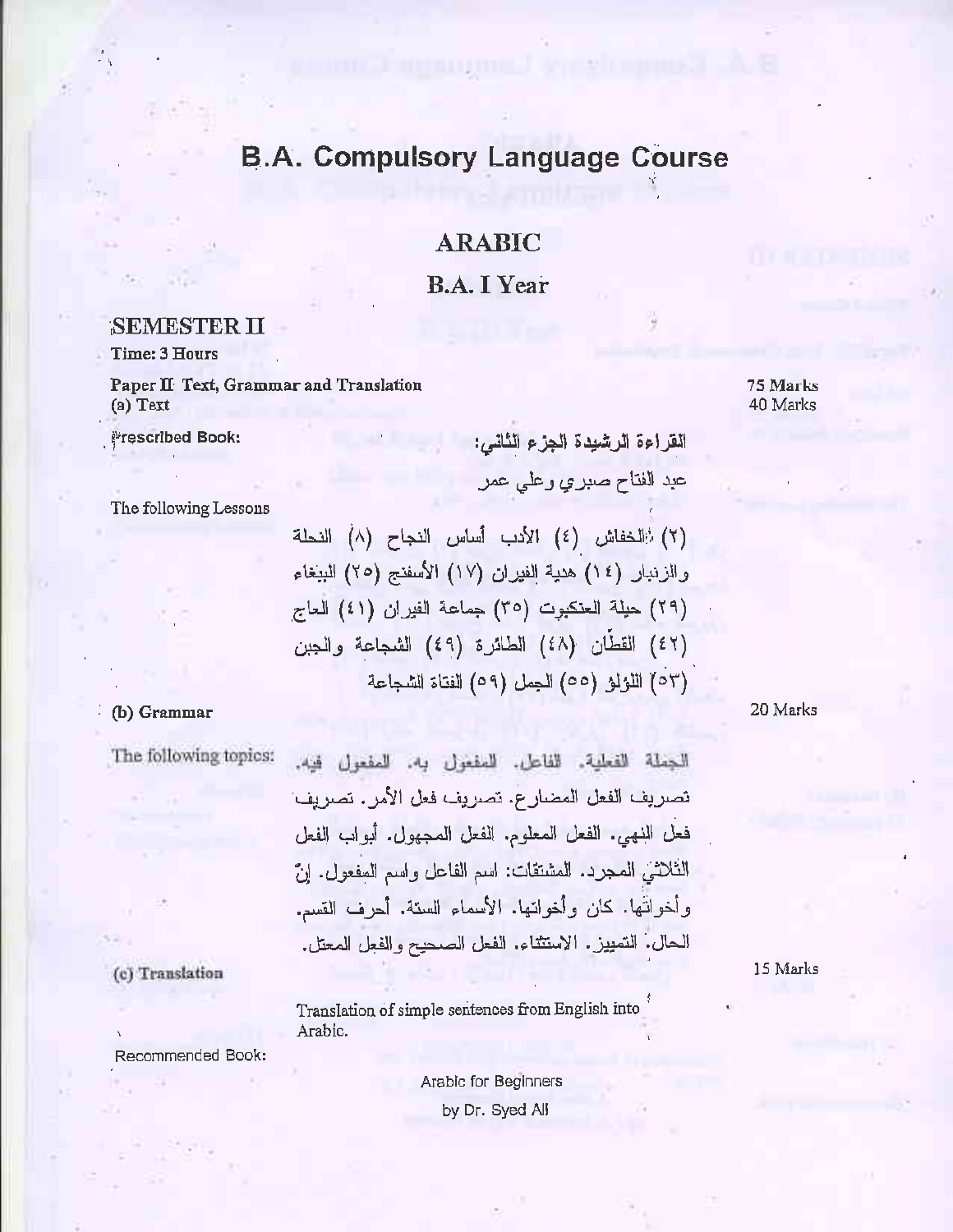# B.A. Compulsory Language Course

## ARABIC

### B.A. I Year

**SEMESTER II**

**Time: 3 Hours**

**Paper II: Text, Grammar and Translation** — 75 Marks

**(a) Text** — 40 Marks

**Prescribed Book:**

القراءة الرشيدة الجزء الثاني:
عبد الفتاح صبري وعلي عمر

The following Lessons

(٢) الخفاش (٤) الأدب أساس النجاح (٨) النحلة والزنبار (١٤) هدية الفيران (١٧) الأسفنج (٢٥) الببغاء (٢٩) حيلة العنكبوت (٣٥) جماعة الفيران (٤١) الحاج (٤٢) القطّان (٤٨) الطائرة (٤٩) الشجاعة والجبن (٥٣) اللؤلؤ (٥٥) الجمل (٥٩) الفتاة الشجاعة

**(b) Grammar** — 20 Marks

The following topics:

الجملة الفعلية. الفاعل. المفعول به. المفعول فيه. تصريف الفعل المضارع. تصريف فعل الأمر. تصريف فعل النهي. الفعل المعلوم. الفعل المجهول. أبواب الفعل الثلاثي المجرد. المشتقات: اسم الفاعل واسم المفعول. إنّ وأخواتها. كان وأخواتها. الأسماء الستة. أحرف القسم. الحال. التمييز. الاستثناء. الفعل الصحيح والفعل المعتل.

**(c) Translation** — 15 Marks

Translation of simple sentences from English into Arabic.

Recommended Book:

Arabic for Beginners
by Dr. Syed Ali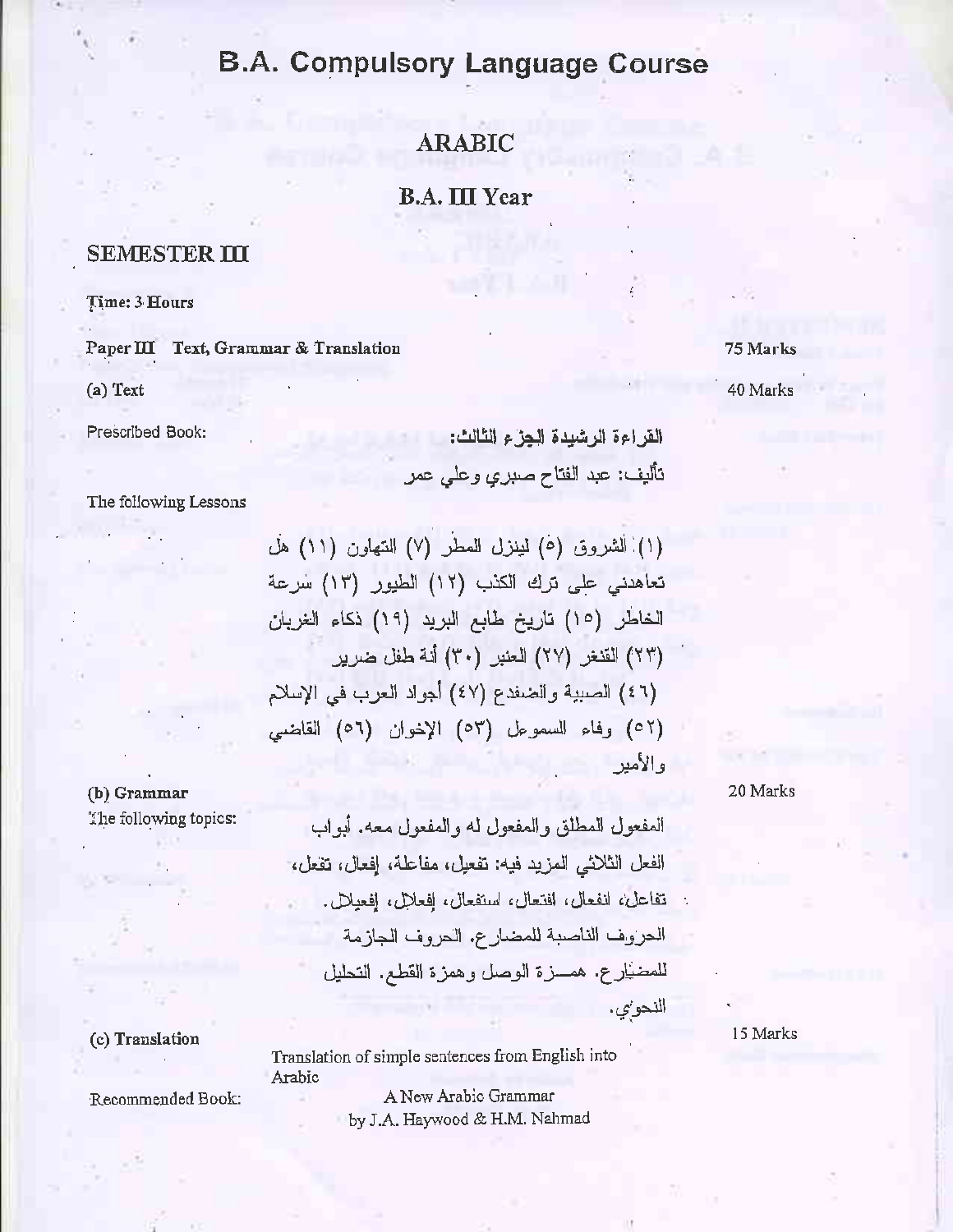# B.A. Compulsory Language Course

## ARABIC

### B.A. III Year

## SEMESTER III

**Time: 3 Hours**

**Paper III Text, Grammar & Translation** — **75 Marks**

**(a) Text** — 40 Marks

Prescribed Book:

القراءة الرشيدة الجزء الثالث:
تأليف: عبد الفتاح صبري وعلي عمر

The following Lessons

(١) الشروق (٥) لينزل المطر (٧) التهاون (١١) هل تعاهدني على ترك الكذب (١٢) الطيور (١٣) سرعة الخاطر (١٥) تاريخ طابع البريد (١٩) ذكاء الغربان (٢٣) القنفذ (٢٧) العنبر (٣٠) أنة طفل ضرير (٤٦) الصبية والضفدع (٤٧) أجواد العرب في الإسلام (٥٢) وفاء السموءل (٥٣) الإخوان (٥٦) القاضي والأمير

**(b) Grammar** — 20 Marks

The following topics:

المفعول المطلق والمفعول له والمفعول معه. أبواب الفعل الثلاثي المزيد فيه: تفعيل، مفاعلة، إفعال، تفعّل، تفاعل، انفعال، افتعال، استفعال، إفعلال، إفعيلال. الحروف الناصبة للمضارع. الحروف الجازمة للمضارع. همـزة الوصل وهمزة القطع. التحليل النحوي.

**(c) Translation** — 15 Marks

Translation of simple sentences from English into Arabic

Recommended Book: A New Arabic Grammar by J.A. Haywood & H.M. Nahmad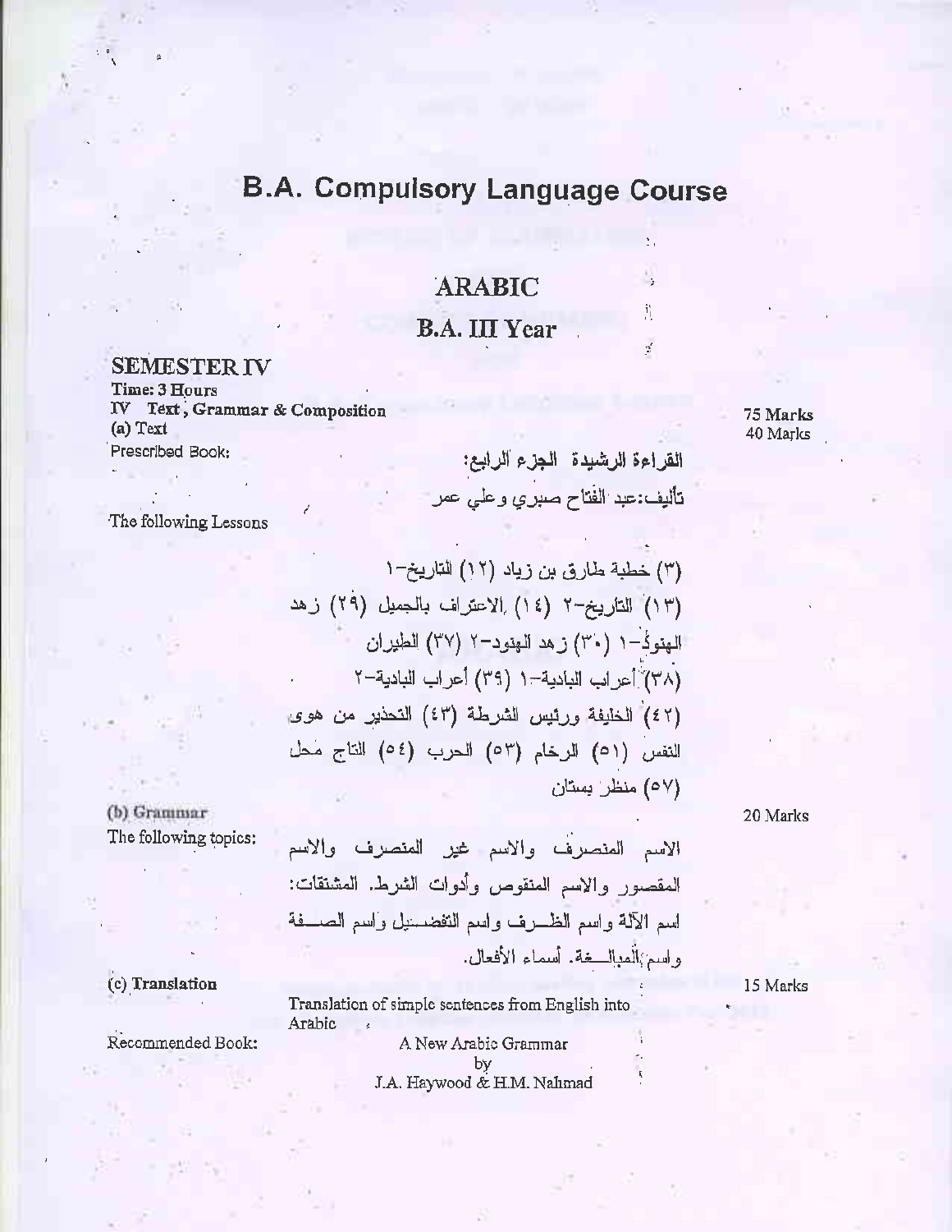# B.A. Compulsory Language Course

## ARABIC

### B.A. III Year

**SEMESTER IV**

**Time: 3 Hours**

**IV Text, Grammar & Composition** — 75 Marks

**(a) Text** — 40 Marks

Prescribed Book:

القراءة الرشيدة الجزء الرابع:

تأليف:عبد الفتاح صبري وعلي عمر

The following Lessons

(٣) خطبة طارق بن زياد (١٢) التاريخ-١
(١٣) التاريخ-٢ (١٤) الاعتراف بالجميل (٢٩) زهد الهنود-١ (٣٠) زهد الهنود-٢ (٣٧) الطيران
(٣٨) أعراب البادية-١ (٣٩) أعراب البادية-٢
(٤٢) الخليفة ورئيس الشرطة (٤٣) التحذير من هوى النفس (٥١) الرخام (٥٣) الحرب (٥٤) التاج محل
(٥٧) منظر بستان

**(b) Grammar** — 20 Marks

The following topics:

الاسم المنصرف والاسم غير المنصرف والاسم المقصور والاسم المنقوص وأدوات الشرط. المشتقات: اسم الآلة واسم الظرف واسم التفضيل واسم الصفة واسم المبالغة. أسماء الأفعال.

**(c) Translation** — 15 Marks

Translation of simple sentences from English into Arabic

Recommended Book:

A New Arabic Grammar
by
J.A. Haywood & H.M. Nahmad